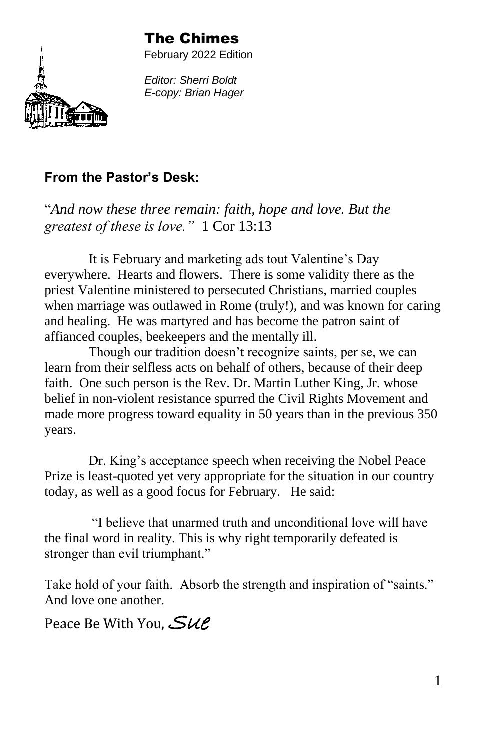# The Chimes

February 2022 Edition

*Editor: Sherri Boldt*
*E-copy: Brian Hager*

## From the Pastor's Desk:

"*And now these three remain: faith, hope and love. But the greatest of these is love."* 1 Cor 13:13

It is February and marketing ads tout Valentine's Day everywhere. Hearts and flowers. There is some validity there as the priest Valentine ministered to persecuted Christians, married couples when marriage was outlawed in Rome (truly!), and was known for caring and healing. He was martyred and has become the patron saint of affianced couples, beekeepers and the mentally ill.

Though our tradition doesn't recognize saints, per se, we can learn from their selfless acts on behalf of others, because of their deep faith. One such person is the Rev. Dr. Martin Luther King, Jr. whose belief in non-violent resistance spurred the Civil Rights Movement and made more progress toward equality in 50 years than in the previous 350 years.

Dr. King's acceptance speech when receiving the Nobel Peace Prize is least-quoted yet very appropriate for the situation in our country today, as well as a good focus for February. He said:

"I believe that unarmed truth and unconditional love will have the final word in reality. This is why right temporarily defeated is stronger than evil triumphant."

Take hold of your faith. Absorb the strength and inspiration of "saints." And love one another.

Peace Be With You, *Sue*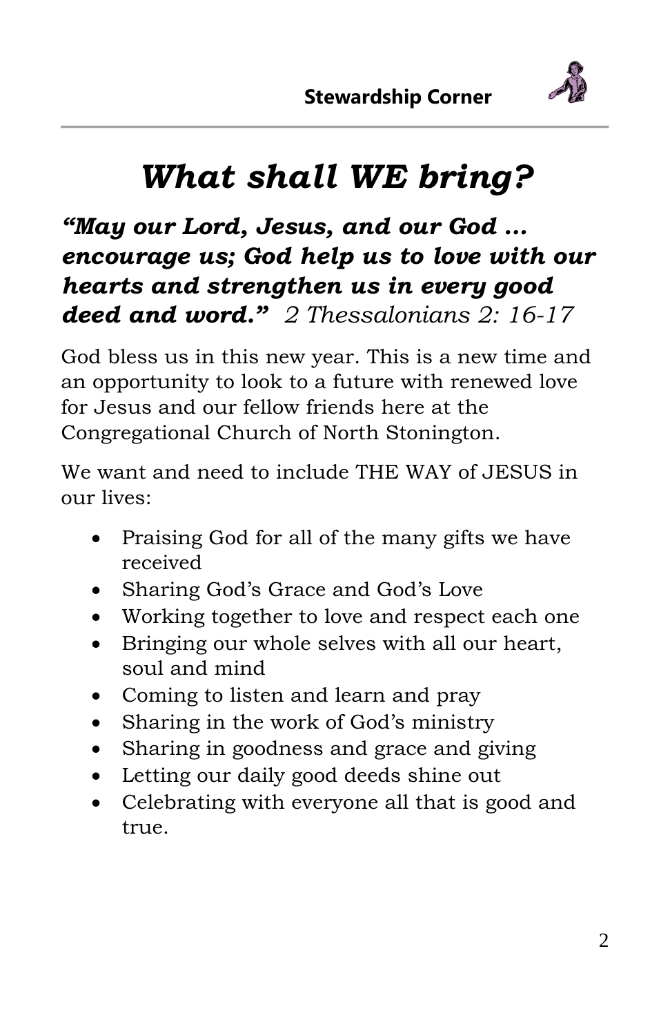**Stewardship Corner**

# *What shall WE bring?*

***"May our Lord, Jesus, and our God … encourage us; God help us to love with our hearts and strengthen us in every good deed and word."*** *2 Thessalonians 2: 16-17*

God bless us in this new year. This is a new time and an opportunity to look to a future with renewed love for Jesus and our fellow friends here at the Congregational Church of North Stonington.

We want and need to include THE WAY of JESUS in our lives:

- Praising God for all of the many gifts we have received
- Sharing God's Grace and God's Love
- Working together to love and respect each one
- Bringing our whole selves with all our heart, soul and mind
- Coming to listen and learn and pray
- Sharing in the work of God's ministry
- Sharing in goodness and grace and giving
- Letting our daily good deeds shine out
- Celebrating with everyone all that is good and true.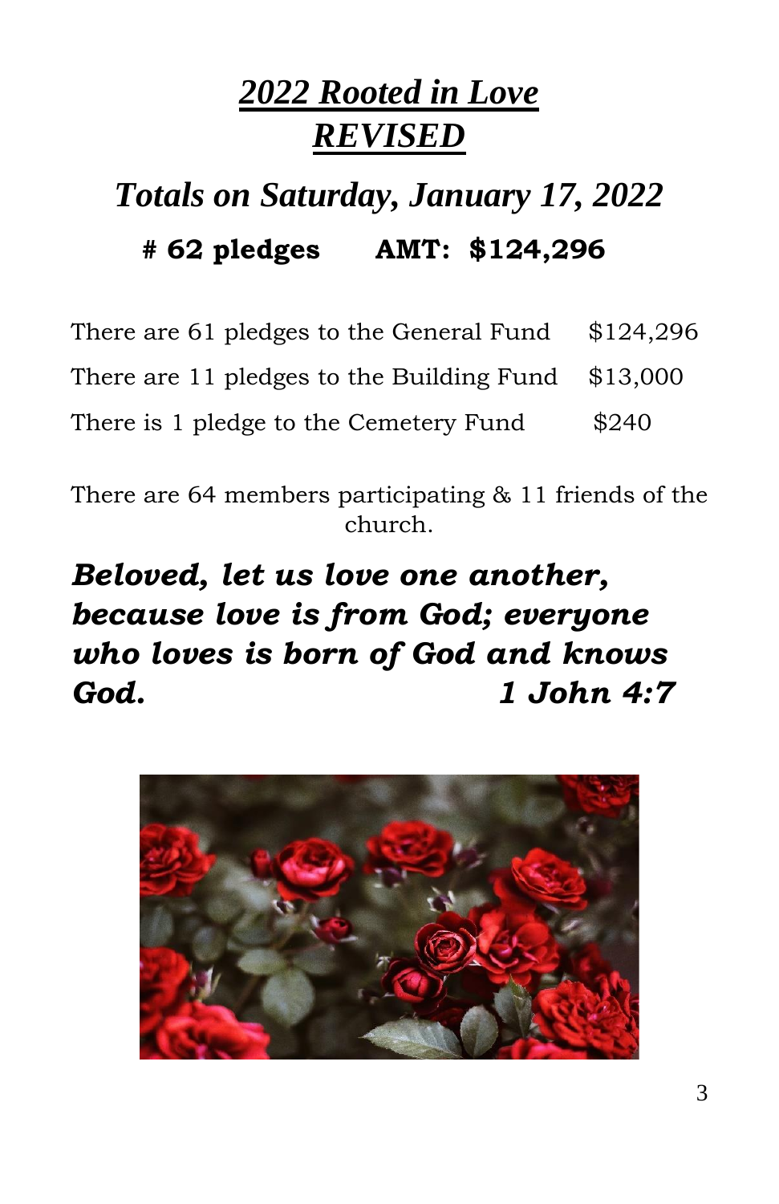# *2022 Rooted in Love*
# *REVISED*

## *Totals on Saturday, January 17, 2022*

**# 62 pledges AMT: $124,296**

| | |
|---|---|
| There are 61 pledges to the General Fund | $124,296 |
| There are 11 pledges to the Building Fund | $13,000 |
| There is 1 pledge to the Cemetery Fund | $240 |

There are 64 members participating & 11 friends of the church.

***Beloved, let us love one another, because love is from God; everyone who loves is born of God and knows God. 1 John 4:7***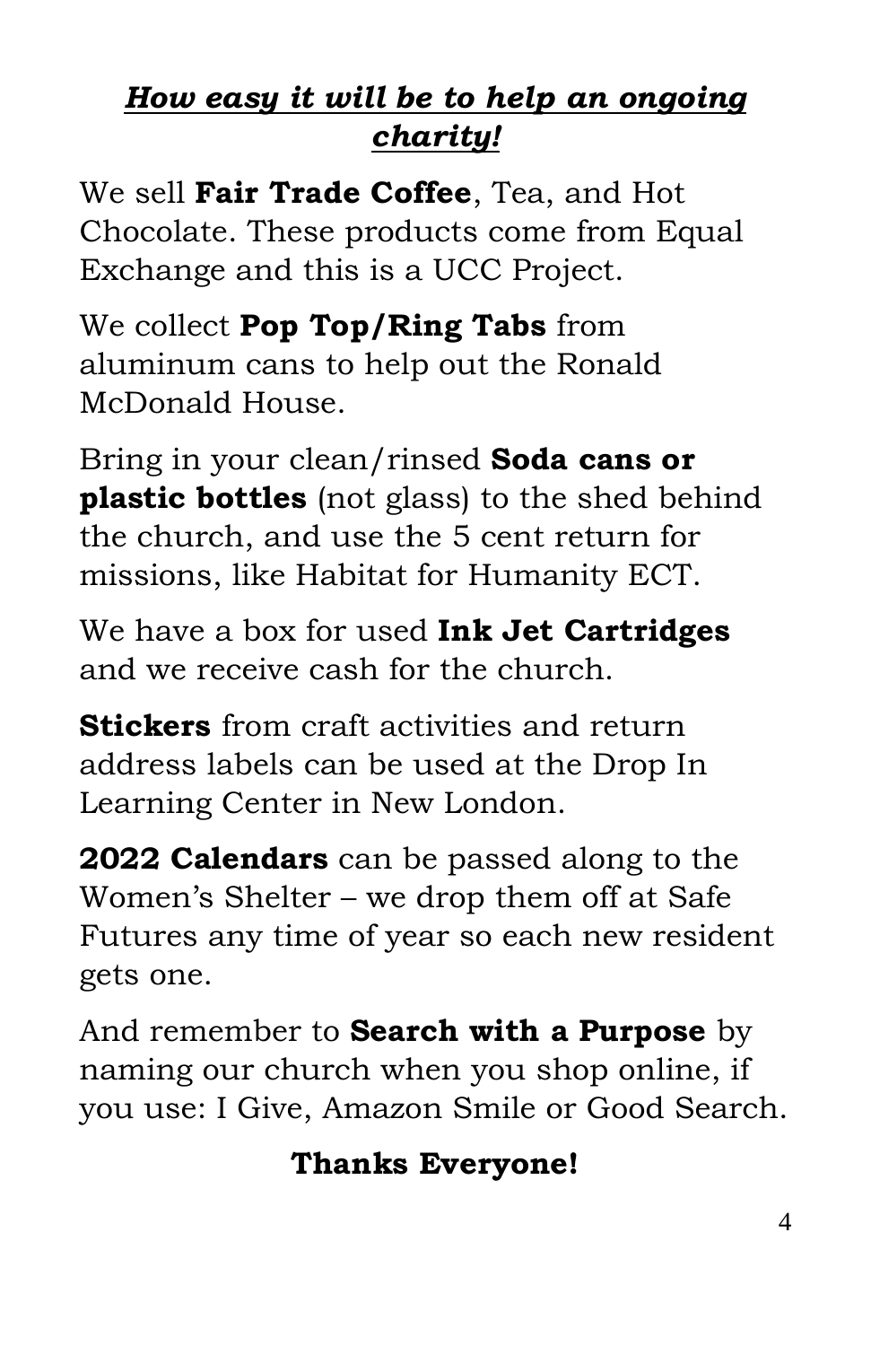## ***How easy it will be to help an ongoing charity!***

We sell **Fair Trade Coffee**, Tea, and Hot Chocolate. These products come from Equal Exchange and this is a UCC Project.

We collect **Pop Top/Ring Tabs** from aluminum cans to help out the Ronald McDonald House.

Bring in your clean/rinsed **Soda cans or plastic bottles** (not glass) to the shed behind the church, and use the 5 cent return for missions, like Habitat for Humanity ECT.

We have a box for used **Ink Jet Cartridges** and we receive cash for the church.

**Stickers** from craft activities and return address labels can be used at the Drop In Learning Center in New London.

**2022 Calendars** can be passed along to the Women's Shelter – we drop them off at Safe Futures any time of year so each new resident gets one.

And remember to **Search with a Purpose** by naming our church when you shop online, if you use: I Give, Amazon Smile or Good Search.

**Thanks Everyone!**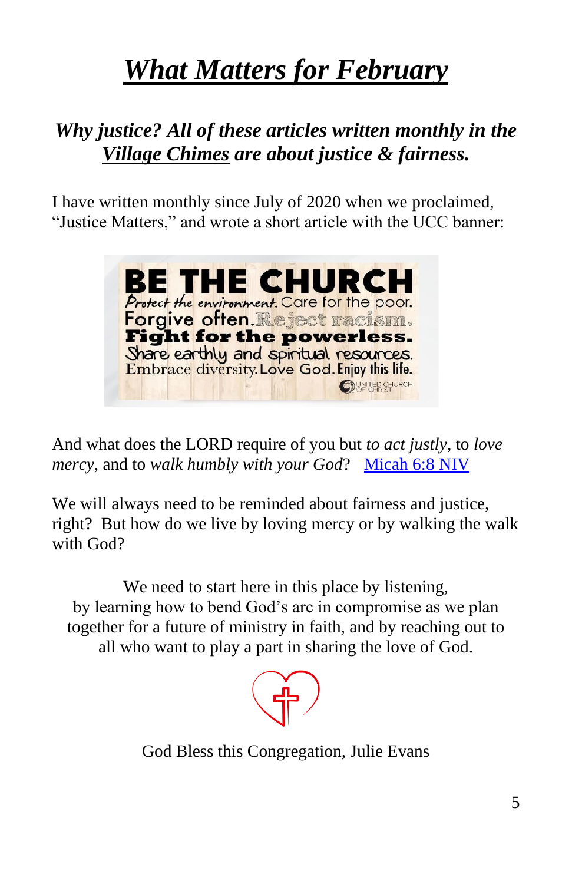# *What Matters for February*

***Why justice? All of these articles written monthly in the Village Chimes are about justice & fairness.***

I have written monthly since July of 2020 when we proclaimed, "Justice Matters," and wrote a short article with the UCC banner:

BE THE CHURCH
Protect the environment. Care for the poor.
Forgive often. Reject racism.
Fight for the powerless.
Share earthly and spiritual resources.
Embrace diversity. Love God. Enjoy this life.
UNITED CHURCH OF CHRIST

And what does the LORD require of you but *to act justly*, to *love mercy*, and to *walk humbly with your God*? [Micah 6:8 NIV](#)

We will always need to be reminded about fairness and justice, right? But how do we live by loving mercy or by walking the walk with God?

We need to start here in this place by listening,
by learning how to bend God's arc in compromise as we plan together for a future of ministry in faith, and by reaching out to all who want to play a part in sharing the love of God.

God Bless this Congregation, Julie Evans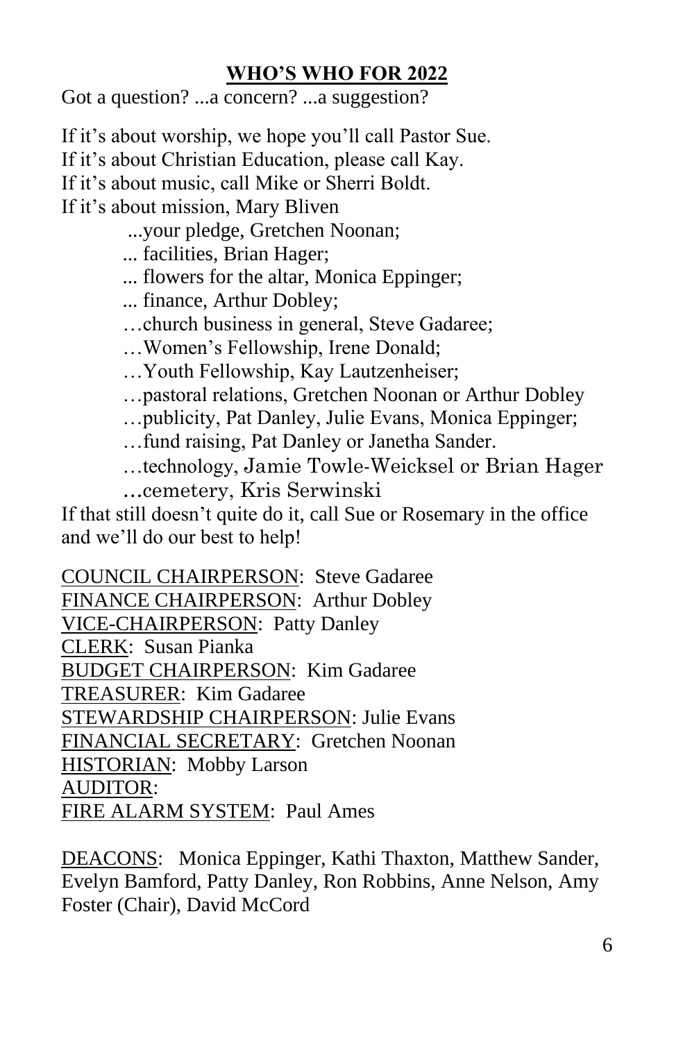## **WHO'S WHO FOR 2022**

Got a question? ...a concern? ...a suggestion?

If it's about worship, we hope you'll call Pastor Sue.
If it's about Christian Education, please call Kay.
If it's about music, call Mike or Sherri Boldt.
If it's about mission, Mary Bliven

...your pledge, Gretchen Noonan;
... facilities, Brian Hager;
... flowers for the altar, Monica Eppinger;
... finance, Arthur Dobley;
…church business in general, Steve Gadaree;
…Women's Fellowship, Irene Donald;
…Youth Fellowship, Kay Lautzenheiser;
…pastoral relations, Gretchen Noonan or Arthur Dobley
…publicity, Pat Danley, Julie Evans, Monica Eppinger;
…fund raising, Pat Danley or Janetha Sander.
…technology, Jamie Towle-Weicksel or Brian Hager
...cemetery, Kris Serwinski

If that still doesn't quite do it, call Sue or Rosemary in the office and we'll do our best to help!

COUNCIL CHAIRPERSON: Steve Gadaree
FINANCE CHAIRPERSON: Arthur Dobley
VICE-CHAIRPERSON: Patty Danley
CLERK: Susan Pianka
BUDGET CHAIRPERSON: Kim Gadaree
TREASURER: Kim Gadaree
STEWARDSHIP CHAIRPERSON: Julie Evans
FINANCIAL SECRETARY: Gretchen Noonan
HISTORIAN: Mobby Larson
AUDITOR:
FIRE ALARM SYSTEM: Paul Ames

DEACONS: Monica Eppinger, Kathi Thaxton, Matthew Sander, Evelyn Bamford, Patty Danley, Ron Robbins, Anne Nelson, Amy Foster (Chair), David McCord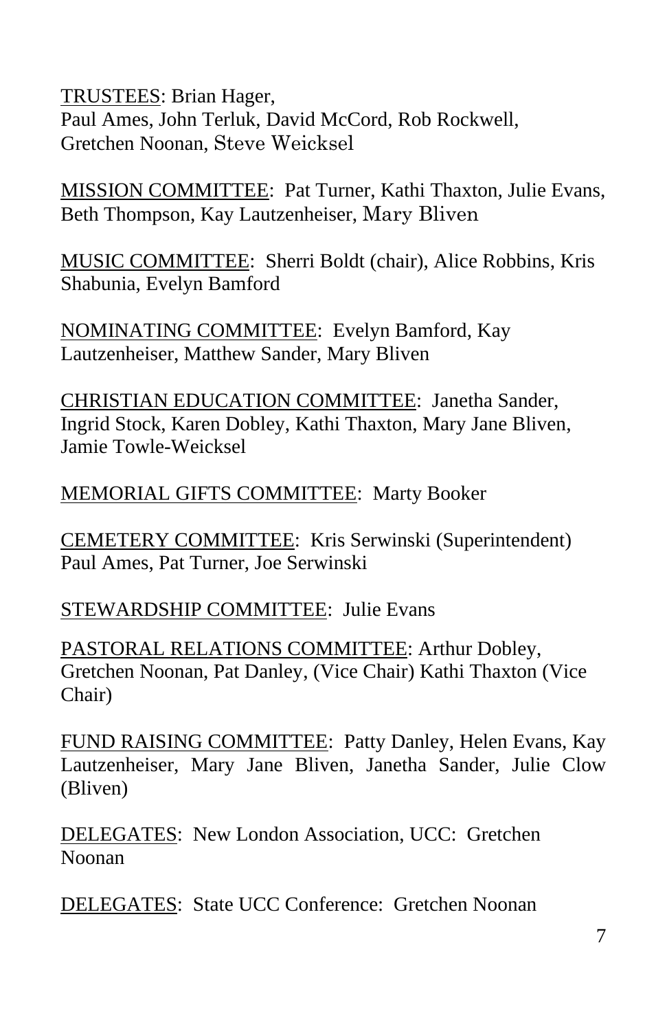<u>TRUSTEES</u>: Brian Hager, Paul Ames, John Terluk, David McCord, Rob Rockwell, Gretchen Noonan, Steve Weicksel

<u>MISSION COMMITTEE</u>: Pat Turner, Kathi Thaxton, Julie Evans, Beth Thompson, Kay Lautzenheiser, Mary Bliven

<u>MUSIC COMMITTEE</u>: Sherri Boldt (chair), Alice Robbins, Kris Shabunia, Evelyn Bamford

<u>NOMINATING COMMITTEE</u>: Evelyn Bamford, Kay Lautzenheiser, Matthew Sander, Mary Bliven

<u>CHRISTIAN EDUCATION COMMITTEE</u>: Janetha Sander, Ingrid Stock, Karen Dobley, Kathi Thaxton, Mary Jane Bliven, Jamie Towle-Weicksel

<u>MEMORIAL GIFTS COMMITTEE</u>: Marty Booker

<u>CEMETERY COMMITTEE</u>: Kris Serwinski (Superintendent) Paul Ames, Pat Turner, Joe Serwinski

<u>STEWARDSHIP COMMITTEE</u>: Julie Evans

<u>PASTORAL RELATIONS COMMITTEE</u>: Arthur Dobley, Gretchen Noonan, Pat Danley, (Vice Chair) Kathi Thaxton (Vice Chair)

<u>FUND RAISING COMMITTEE</u>: Patty Danley, Helen Evans, Kay Lautzenheiser, Mary Jane Bliven, Janetha Sander, Julie Clow (Bliven)

<u>DELEGATES</u>: New London Association, UCC: Gretchen Noonan

<u>DELEGATES</u>: State UCC Conference: Gretchen Noonan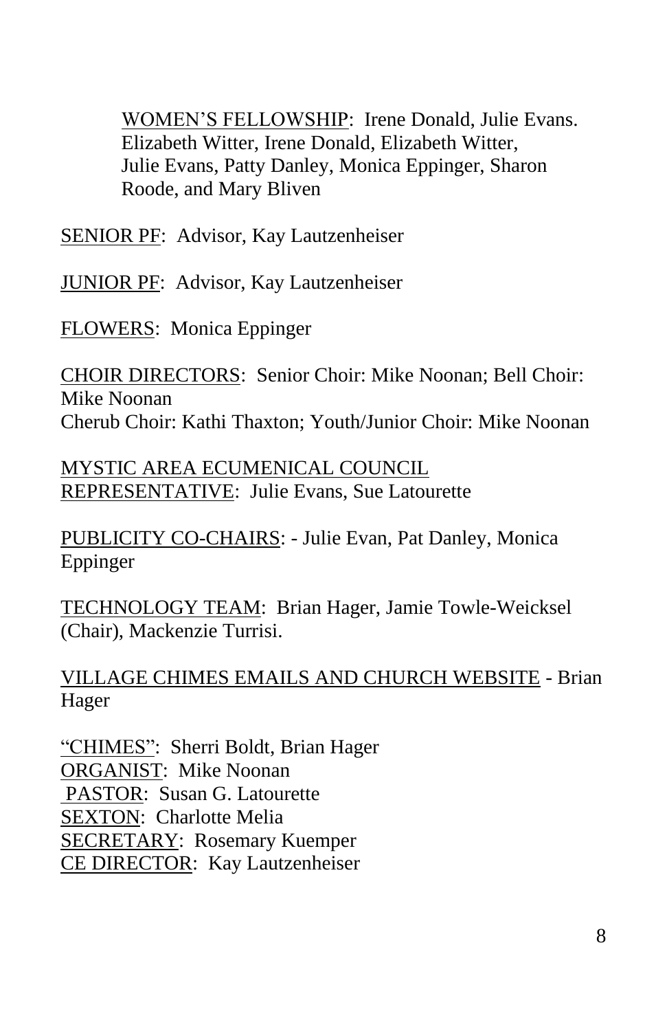<u>WOMEN'S FELLOWSHIP</u>: Irene Donald, Julie Evans. Elizabeth Witter, Irene Donald, Elizabeth Witter, Julie Evans, Patty Danley, Monica Eppinger, Sharon Roode, and Mary Bliven

<u>SENIOR PF</u>: Advisor, Kay Lautzenheiser

<u>JUNIOR PF</u>: Advisor, Kay Lautzenheiser

<u>FLOWERS</u>: Monica Eppinger

<u>CHOIR DIRECTORS</u>: Senior Choir: Mike Noonan; Bell Choir: Mike Noonan
Cherub Choir: Kathi Thaxton; Youth/Junior Choir: Mike Noonan

<u>MYSTIC AREA ECUMENICAL COUNCIL REPRESENTATIVE</u>: Julie Evans, Sue Latourette

<u>PUBLICITY CO-CHAIRS</u>: - Julie Evan, Pat Danley, Monica Eppinger

<u>TECHNOLOGY TEAM</u>: Brian Hager, Jamie Towle-Weicksel (Chair), Mackenzie Turrisi.

<u>VILLAGE CHIMES EMAILS AND CHURCH WEBSITE</u> - Brian Hager

<u>"CHIMES"</u>: Sherri Boldt, Brian Hager
<u>ORGANIST</u>: Mike Noonan
<u>PASTOR</u>: Susan G. Latourette
<u>SEXTON</u>: Charlotte Melia
<u>SECRETARY</u>: Rosemary Kuemper
<u>CE DIRECTOR</u>: Kay Lautzenheiser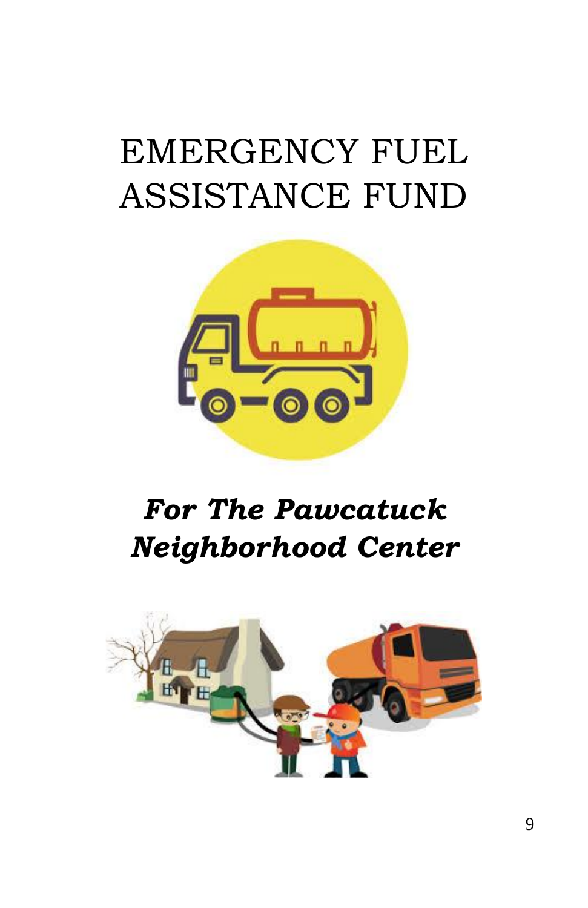# EMERGENCY FUEL ASSISTANCE FUND

## ***For The Pawcatuck Neighborhood Center***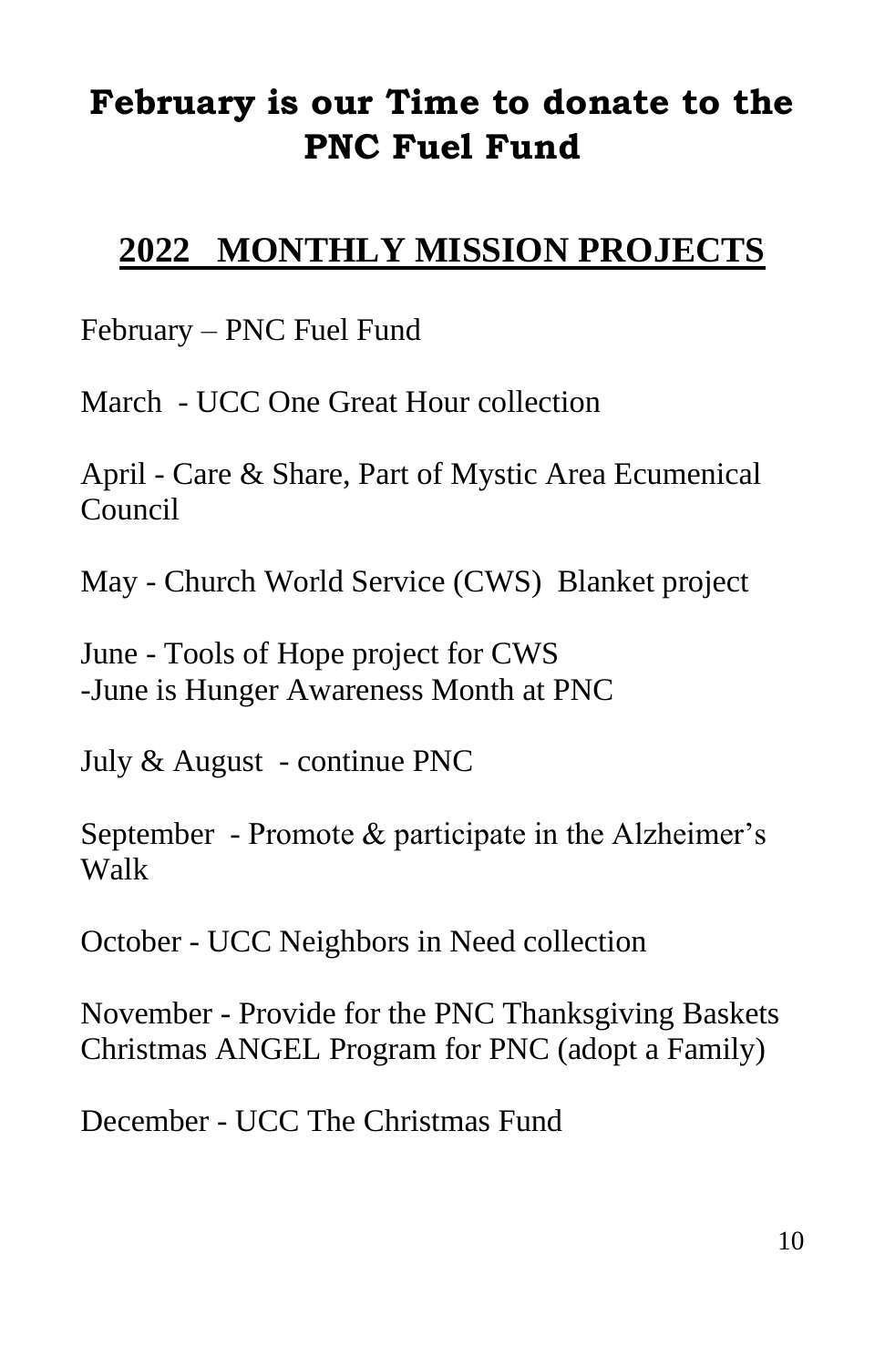# February is our Time to donate to the PNC Fuel Fund

## 2022 MONTHLY MISSION PROJECTS

February – PNC Fuel Fund

March - UCC One Great Hour collection

April - Care & Share, Part of Mystic Area Ecumenical Council

May - Church World Service (CWS) Blanket project

June - Tools of Hope project for CWS
-June is Hunger Awareness Month at PNC

July & August - continue PNC

September - Promote & participate in the Alzheimer's Walk

October - UCC Neighbors in Need collection

November - Provide for the PNC Thanksgiving Baskets
Christmas ANGEL Program for PNC (adopt a Family)

December - UCC The Christmas Fund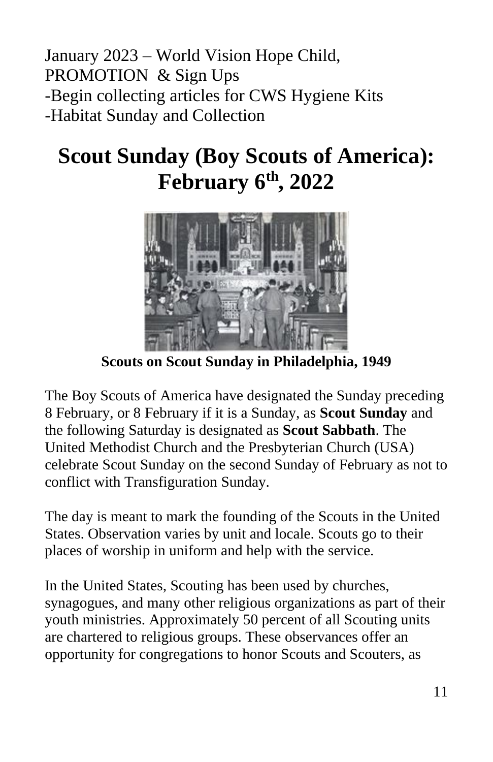January 2023 – World Vision Hope Child, PROMOTION & Sign Ups
-Begin collecting articles for CWS Hygiene Kits
-Habitat Sunday and Collection

# Scout Sunday (Boy Scouts of America): February 6th, 2022

**Scouts on Scout Sunday in Philadelphia, 1949**

The Boy Scouts of America have designated the Sunday preceding 8 February, or 8 February if it is a Sunday, as **Scout Sunday** and the following Saturday is designated as **Scout Sabbath**. The United Methodist Church and the Presbyterian Church (USA) celebrate Scout Sunday on the second Sunday of February as not to conflict with Transfiguration Sunday.

The day is meant to mark the founding of the Scouts in the United States. Observation varies by unit and locale. Scouts go to their places of worship in uniform and help with the service.

In the United States, Scouting has been used by churches, synagogues, and many other religious organizations as part of their youth ministries. Approximately 50 percent of all Scouting units are chartered to religious groups. These observances offer an opportunity for congregations to honor Scouts and Scouters, as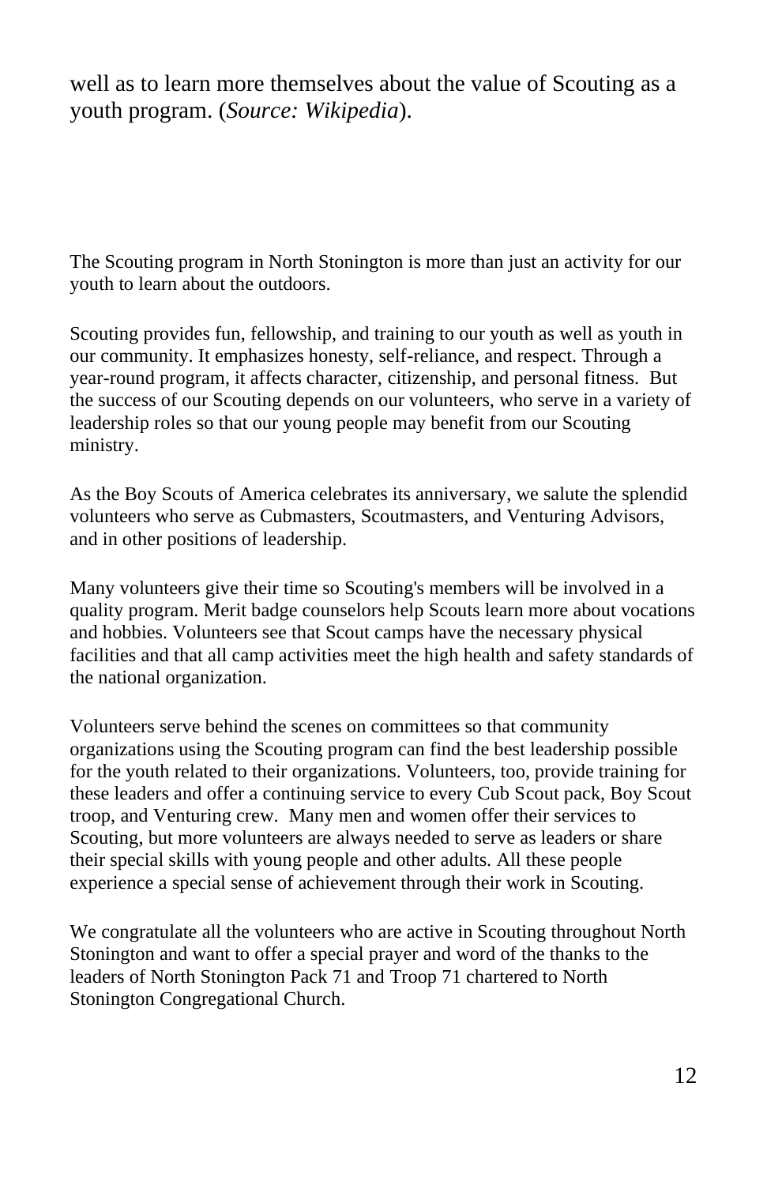well as to learn more themselves about the value of Scouting as a youth program. (*Source: Wikipedia*).

The Scouting program in North Stonington is more than just an activity for our youth to learn about the outdoors.

Scouting provides fun, fellowship, and training to our youth as well as youth in our community. It emphasizes honesty, self-reliance, and respect. Through a year-round program, it affects character, citizenship, and personal fitness. But the success of our Scouting depends on our volunteers, who serve in a variety of leadership roles so that our young people may benefit from our Scouting ministry.

As the Boy Scouts of America celebrates its anniversary, we salute the splendid volunteers who serve as Cubmasters, Scoutmasters, and Venturing Advisors, and in other positions of leadership.

Many volunteers give their time so Scouting's members will be involved in a quality program. Merit badge counselors help Scouts learn more about vocations and hobbies. Volunteers see that Scout camps have the necessary physical facilities and that all camp activities meet the high health and safety standards of the national organization.

Volunteers serve behind the scenes on committees so that community organizations using the Scouting program can find the best leadership possible for the youth related to their organizations. Volunteers, too, provide training for these leaders and offer a continuing service to every Cub Scout pack, Boy Scout troop, and Venturing crew. Many men and women offer their services to Scouting, but more volunteers are always needed to serve as leaders or share their special skills with young people and other adults. All these people experience a special sense of achievement through their work in Scouting.

We congratulate all the volunteers who are active in Scouting throughout North Stonington and want to offer a special prayer and word of the thanks to the leaders of North Stonington Pack 71 and Troop 71 chartered to North Stonington Congregational Church.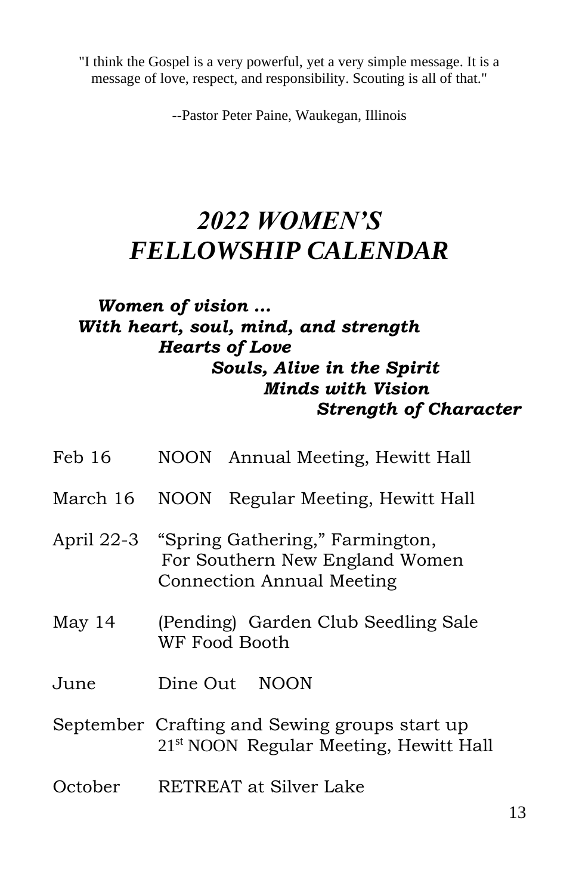"I think the Gospel is a very powerful, yet a very simple message. It is a message of love, respect, and responsibility. Scouting is all of that."

--Pastor Peter Paine, Waukegan, Illinois

# *2022 WOMEN'S FELLOWSHIP CALENDAR*

***Women of vision …***
***With heart, soul, mind, and strength***
***Hearts of Love***
***Souls, Alive in the Spirit***
***Minds with Vision***
***Strength of Character***

Feb 16 — NOON Annual Meeting, Hewitt Hall

March 16 — NOON Regular Meeting, Hewitt Hall

April 22-3 — "Spring Gathering," Farmington, For Southern New England Women Connection Annual Meeting

May 14 — (Pending) Garden Club Seedling Sale WF Food Booth

June — Dine Out NOON

September — Crafting and Sewing groups start up
21st NOON Regular Meeting, Hewitt Hall

October — RETREAT at Silver Lake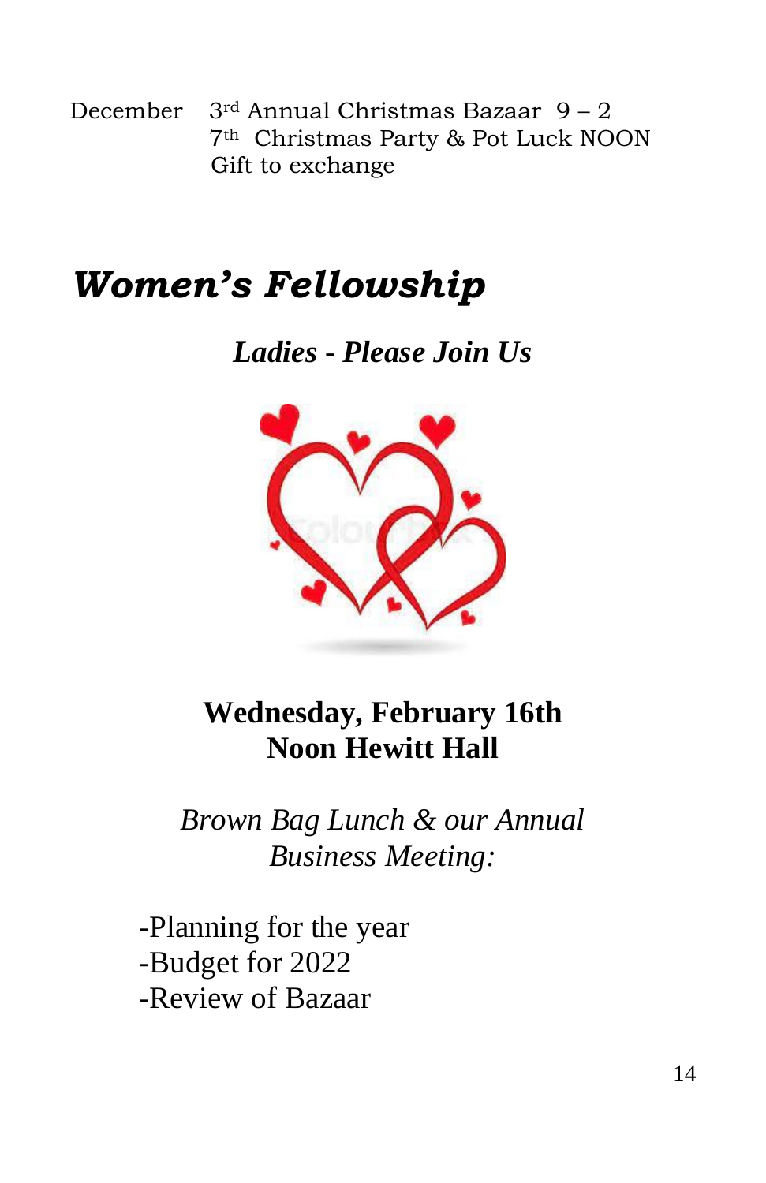December 3rd Annual Christmas Bazaar 9 – 2
7th Christmas Party & Pot Luck NOON
Gift to exchange

# ***Women's Fellowship***

***Ladies - Please Join Us***

**Wednesday, February 16th**
**Noon Hewitt Hall**

*Brown Bag Lunch & our Annual Business Meeting:*

-Planning for the year
-Budget for 2022
-Review of Bazaar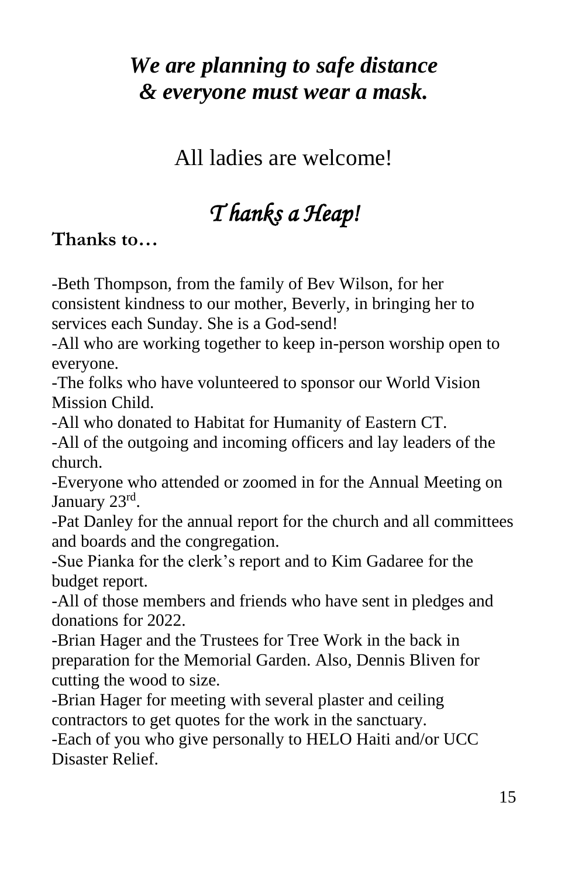***We are planning to safe distance & everyone must wear a mask.***

All ladies are welcome!

## *Thanks a Heap!*

**Thanks to…**

-Beth Thompson, from the family of Bev Wilson, for her consistent kindness to our mother, Beverly, in bringing her to services each Sunday. She is a God-send!

-All who are working together to keep in-person worship open to everyone.

-The folks who have volunteered to sponsor our World Vision Mission Child.

-All who donated to Habitat for Humanity of Eastern CT.

-All of the outgoing and incoming officers and lay leaders of the church.

-Everyone who attended or zoomed in for the Annual Meeting on January 23rd.

-Pat Danley for the annual report for the church and all committees and boards and the congregation.

-Sue Pianka for the clerk's report and to Kim Gadaree for the budget report.

-All of those members and friends who have sent in pledges and donations for 2022.

-Brian Hager and the Trustees for Tree Work in the back in preparation for the Memorial Garden. Also, Dennis Bliven for cutting the wood to size.

-Brian Hager for meeting with several plaster and ceiling contractors to get quotes for the work in the sanctuary.

-Each of you who give personally to HELO Haiti and/or UCC Disaster Relief.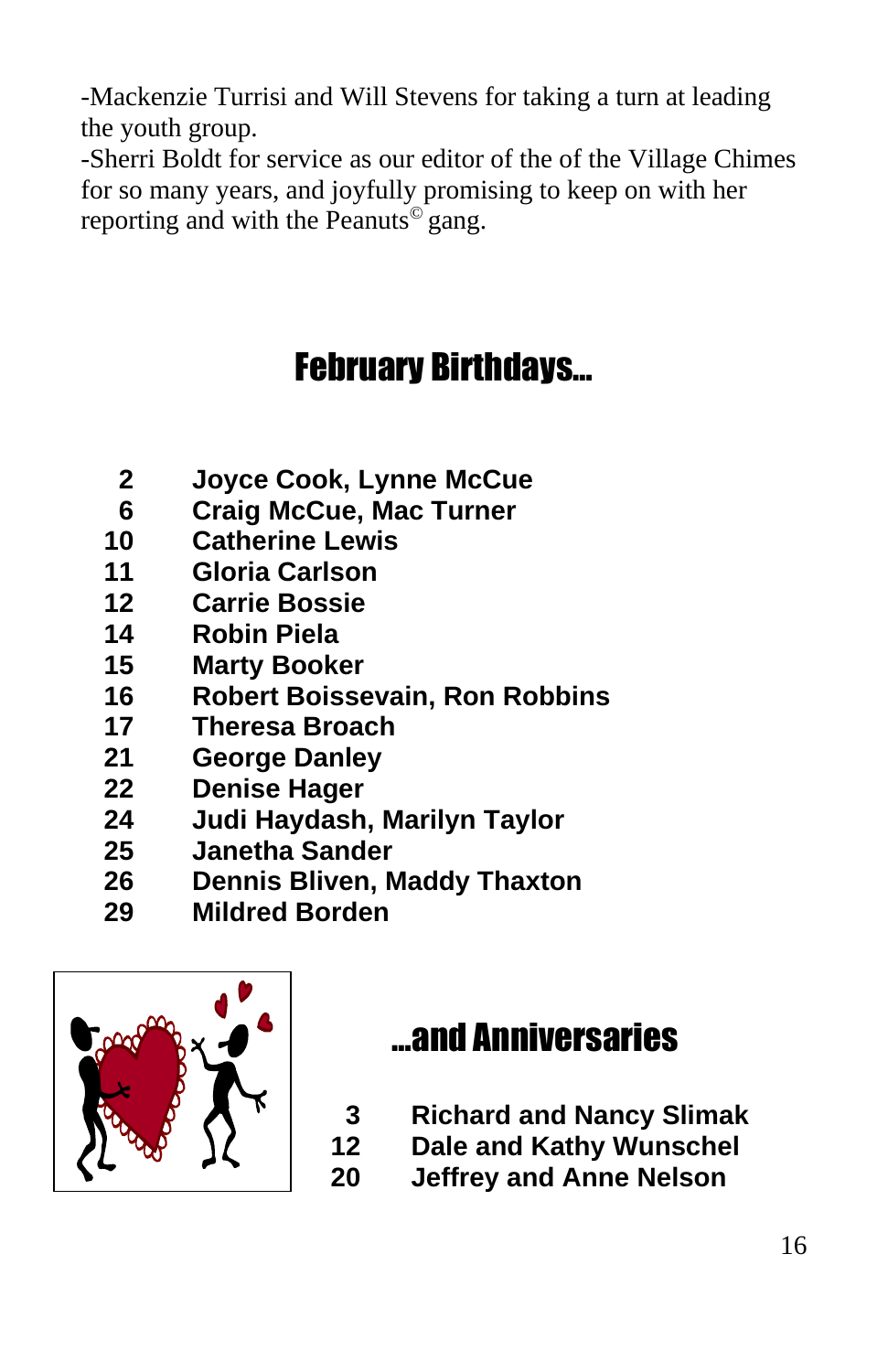-Mackenzie Turrisi and Will Stevens for taking a turn at leading the youth group.

-Sherri Boldt for service as our editor of the of the Village Chimes for so many years, and joyfully promising to keep on with her reporting and with the Peanuts© gang.

## February Birthdays...

| | |
|---|---|
| **2** | **Joyce Cook, Lynne McCue** |
| **6** | **Craig McCue, Mac Turner** |
| **10** | **Catherine Lewis** |
| **11** | **Gloria Carlson** |
| **12** | **Carrie Bossie** |
| **14** | **Robin Piela** |
| **15** | **Marty Booker** |
| **16** | **Robert Boissevain, Ron Robbins** |
| **17** | **Theresa Broach** |
| **21** | **George Danley** |
| **22** | **Denise Hager** |
| **24** | **Judi Haydash, Marilyn Taylor** |
| **25** | **Janetha Sander** |
| **26** | **Dennis Bliven, Maddy Thaxton** |
| **29** | **Mildred Borden** |

## ...and Anniversaries

| | |
|---|---|
| **3** | **Richard and Nancy Slimak** |
| **12** | **Dale and Kathy Wunschel** |
| **20** | **Jeffrey and Anne Nelson** |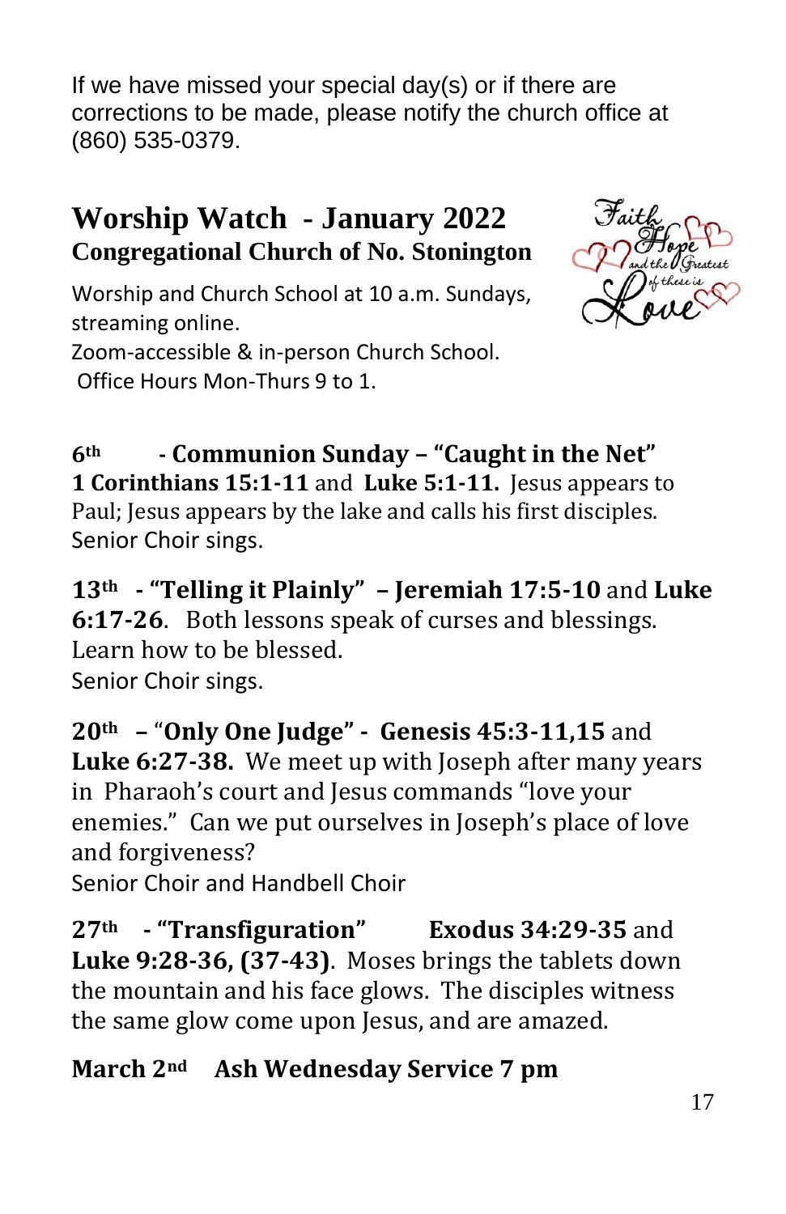If we have missed your special day(s) or if there are corrections to be made, please notify the church office at (860) 535-0379.

# Worship Watch - January 2022

## Congregational Church of No. Stonington

Worship and Church School at 10 a.m. Sundays, streaming online.
Zoom-accessible & in-person Church School.
Office Hours Mon-Thurs 9 to 1.

**6th - Communion Sunday – "Caught in the Net"**
**1 Corinthians 15:1-11** and **Luke 5:1-11.** Jesus appears to Paul; Jesus appears by the lake and calls his first disciples.
Senior Choir sings.

**13th - "Telling it Plainly" – Jeremiah 17:5-10** and **Luke 6:17-26**. Both lessons speak of curses and blessings. Learn how to be blessed.
Senior Choir sings.

**20th – "Only One Judge" - Genesis 45:3-11,15** and **Luke 6:27-38.** We meet up with Joseph after many years in Pharaoh's court and Jesus commands "love your enemies." Can we put ourselves in Joseph's place of love and forgiveness?
Senior Choir and Handbell Choir

**27th - "Transfiguration" Exodus 34:29-35** and **Luke 9:28-36, (37-43)**. Moses brings the tablets down the mountain and his face glows. The disciples witness the same glow come upon Jesus, and are amazed.

**March 2nd Ash Wednesday Service 7 pm**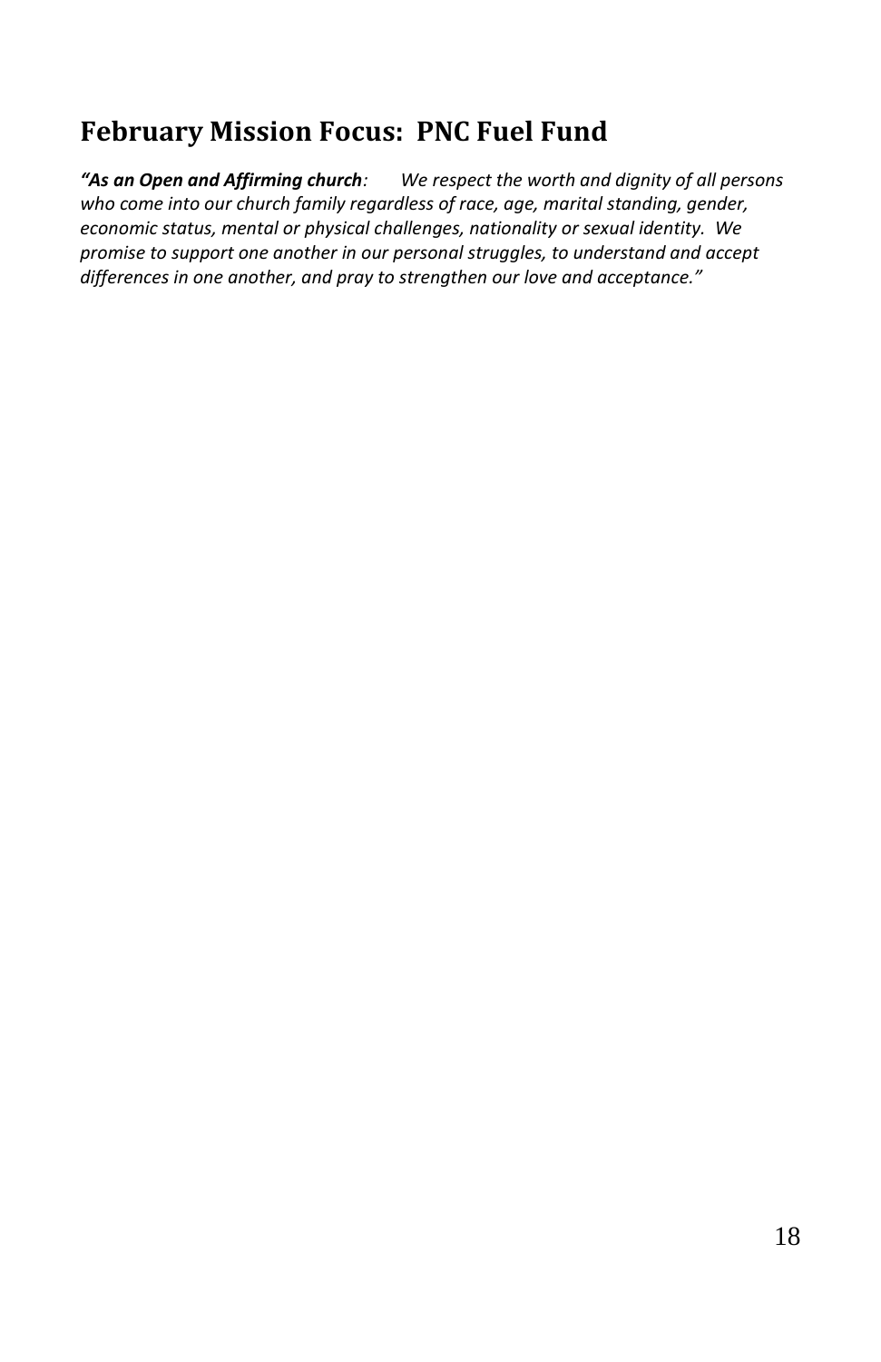## February Mission Focus: PNC Fuel Fund

***"As an Open and Affirming church**: We respect the worth and dignity of all persons who come into our church family regardless of race, age, marital standing, gender, economic status, mental or physical challenges, nationality or sexual identity. We promise to support one another in our personal struggles, to understand and accept differences in one another, and pray to strengthen our love and acceptance."*